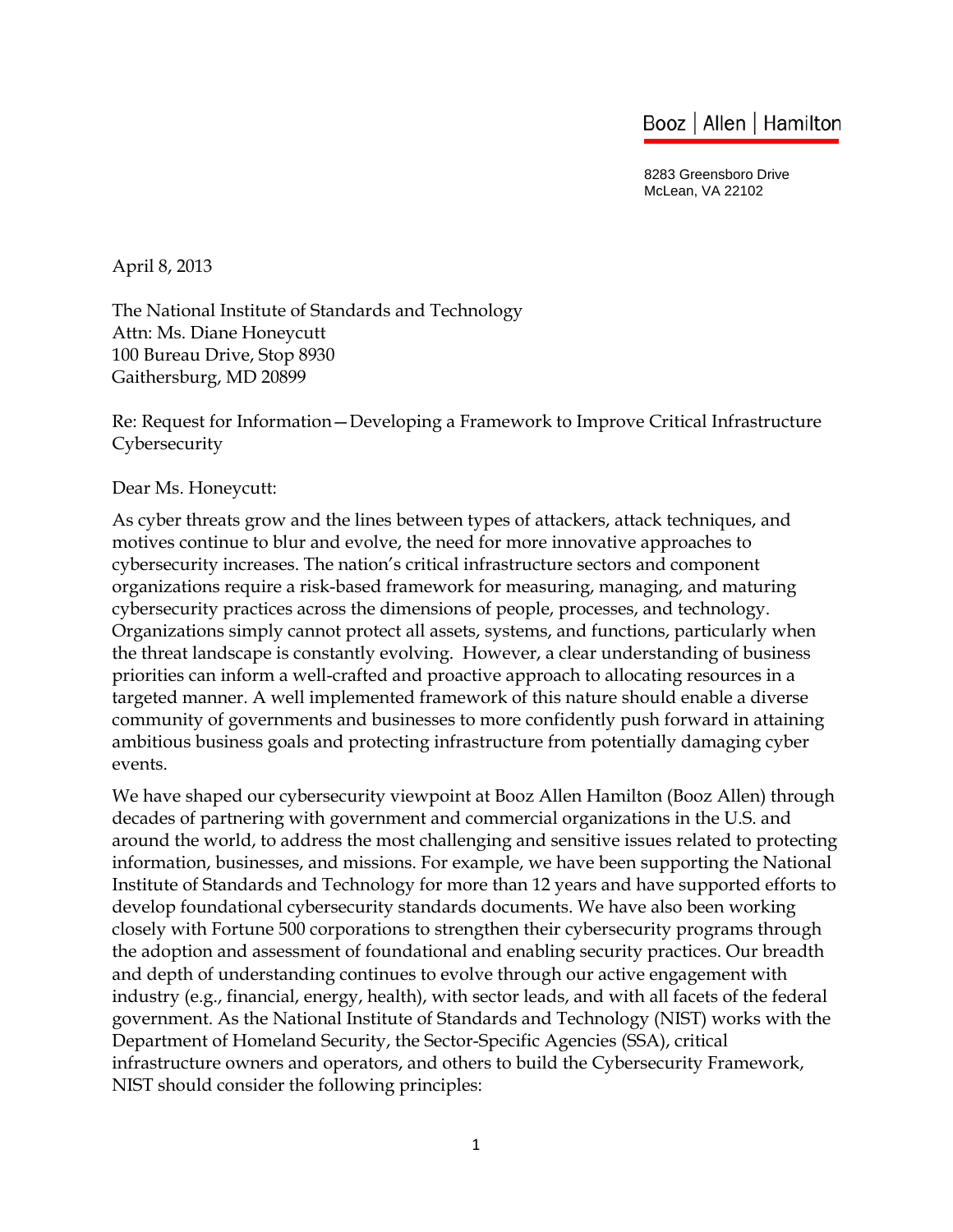Booz | Allen | Hamilton

8283 Greensboro Drive
McLean, VA 22102

April 8, 2013

The National Institute of Standards and Technology
Attn: Ms. Diane Honeycutt
100 Bureau Drive, Stop 8930
Gaithersburg, MD 20899

Re: Request for Information—Developing a Framework to Improve Critical Infrastructure Cybersecurity

Dear Ms. Honeycutt:

As cyber threats grow and the lines between types of attackers, attack techniques, and motives continue to blur and evolve, the need for more innovative approaches to cybersecurity increases. The nation's critical infrastructure sectors and component organizations require a risk-based framework for measuring, managing, and maturing cybersecurity practices across the dimensions of people, processes, and technology. Organizations simply cannot protect all assets, systems, and functions, particularly when the threat landscape is constantly evolving. However, a clear understanding of business priorities can inform a well-crafted and proactive approach to allocating resources in a targeted manner. A well implemented framework of this nature should enable a diverse community of governments and businesses to more confidently push forward in attaining ambitious business goals and protecting infrastructure from potentially damaging cyber events.

We have shaped our cybersecurity viewpoint at Booz Allen Hamilton (Booz Allen) through decades of partnering with government and commercial organizations in the U.S. and around the world, to address the most challenging and sensitive issues related to protecting information, businesses, and missions. For example, we have been supporting the National Institute of Standards and Technology for more than 12 years and have supported efforts to develop foundational cybersecurity standards documents. We have also been working closely with Fortune 500 corporations to strengthen their cybersecurity programs through the adoption and assessment of foundational and enabling security practices. Our breadth and depth of understanding continues to evolve through our active engagement with industry (e.g., financial, energy, health), with sector leads, and with all facets of the federal government. As the National Institute of Standards and Technology (NIST) works with the Department of Homeland Security, the Sector-Specific Agencies (SSA), critical infrastructure owners and operators, and others to build the Cybersecurity Framework, NIST should consider the following principles: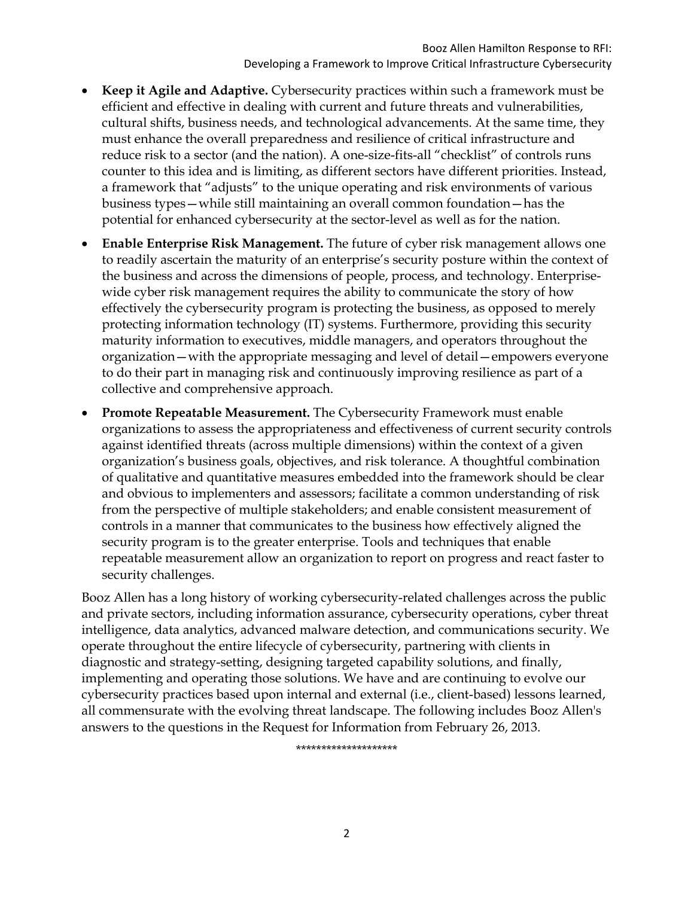- **Keep it Agile and Adaptive.** Cybersecurity practices within such a framework must be efficient and effective in dealing with current and future threats and vulnerabilities, cultural shifts, business needs, and technological advancements. At the same time, they must enhance the overall preparedness and resilience of critical infrastructure and reduce risk to a sector (and the nation). A one-size-fits-all "checklist" of controls runs counter to this idea and is limiting, as different sectors have different priorities. Instead, a framework that "adjusts" to the unique operating and risk environments of various business types—while still maintaining an overall common foundation—has the potential for enhanced cybersecurity at the sector-level as well as for the nation.
- **Enable Enterprise Risk Management.** The future of cyber risk management allows one to readily ascertain the maturity of an enterprise's security posture within the context of the business and across the dimensions of people, process, and technology. Enterprise-wide cyber risk management requires the ability to communicate the story of how effectively the cybersecurity program is protecting the business, as opposed to merely protecting information technology (IT) systems. Furthermore, providing this security maturity information to executives, middle managers, and operators throughout the organization—with the appropriate messaging and level of detail—empowers everyone to do their part in managing risk and continuously improving resilience as part of a collective and comprehensive approach.
- **Promote Repeatable Measurement.** The Cybersecurity Framework must enable organizations to assess the appropriateness and effectiveness of current security controls against identified threats (across multiple dimensions) within the context of a given organization's business goals, objectives, and risk tolerance. A thoughtful combination of qualitative and quantitative measures embedded into the framework should be clear and obvious to implementers and assessors; facilitate a common understanding of risk from the perspective of multiple stakeholders; and enable consistent measurement of controls in a manner that communicates to the business how effectively aligned the security program is to the greater enterprise. Tools and techniques that enable repeatable measurement allow an organization to report on progress and react faster to security challenges.

Booz Allen has a long history of working cybersecurity-related challenges across the public and private sectors, including information assurance, cybersecurity operations, cyber threat intelligence, data analytics, advanced malware detection, and communications security. We operate throughout the entire lifecycle of cybersecurity, partnering with clients in diagnostic and strategy-setting, designing targeted capability solutions, and finally, implementing and operating those solutions. We have and are continuing to evolve our cybersecurity practices based upon internal and external (i.e., client-based) lessons learned, all commensurate with the evolving threat landscape. The following includes Booz Allen's answers to the questions in the Request for Information from February 26, 2013.

*******************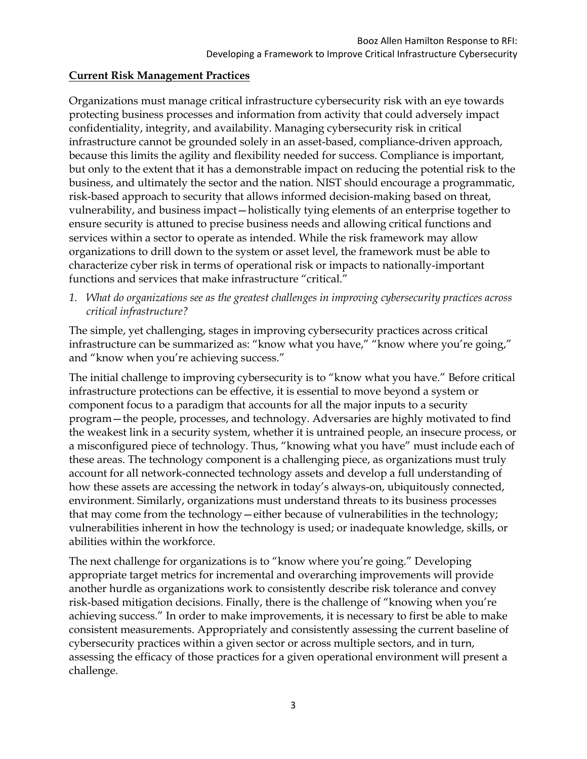**Current Risk Management Practices**

Organizations must manage critical infrastructure cybersecurity risk with an eye towards protecting business processes and information from activity that could adversely impact confidentiality, integrity, and availability. Managing cybersecurity risk in critical infrastructure cannot be grounded solely in an asset-based, compliance-driven approach, because this limits the agility and flexibility needed for success. Compliance is important, but only to the extent that it has a demonstrable impact on reducing the potential risk to the business, and ultimately the sector and the nation. NIST should encourage a programmatic, risk-based approach to security that allows informed decision-making based on threat, vulnerability, and business impact—holistically tying elements of an enterprise together to ensure security is attuned to precise business needs and allowing critical functions and services within a sector to operate as intended. While the risk framework may allow organizations to drill down to the system or asset level, the framework must be able to characterize cyber risk in terms of operational risk or impacts to nationally-important functions and services that make infrastructure "critical."

1. *What do organizations see as the greatest challenges in improving cybersecurity practices across critical infrastructure?*

The simple, yet challenging, stages in improving cybersecurity practices across critical infrastructure can be summarized as: "know what you have," "know where you're going," and "know when you're achieving success."

The initial challenge to improving cybersecurity is to "know what you have." Before critical infrastructure protections can be effective, it is essential to move beyond a system or component focus to a paradigm that accounts for all the major inputs to a security program—the people, processes, and technology. Adversaries are highly motivated to find the weakest link in a security system, whether it is untrained people, an insecure process, or a misconfigured piece of technology. Thus, "knowing what you have" must include each of these areas. The technology component is a challenging piece, as organizations must truly account for all network-connected technology assets and develop a full understanding of how these assets are accessing the network in today's always-on, ubiquitously connected, environment. Similarly, organizations must understand threats to its business processes that may come from the technology—either because of vulnerabilities in the technology; vulnerabilities inherent in how the technology is used; or inadequate knowledge, skills, or abilities within the workforce.

The next challenge for organizations is to "know where you're going." Developing appropriate target metrics for incremental and overarching improvements will provide another hurdle as organizations work to consistently describe risk tolerance and convey risk-based mitigation decisions. Finally, there is the challenge of "knowing when you're achieving success." In order to make improvements, it is necessary to first be able to make consistent measurements. Appropriately and consistently assessing the current baseline of cybersecurity practices within a given sector or across multiple sectors, and in turn, assessing the efficacy of those practices for a given operational environment will present a challenge.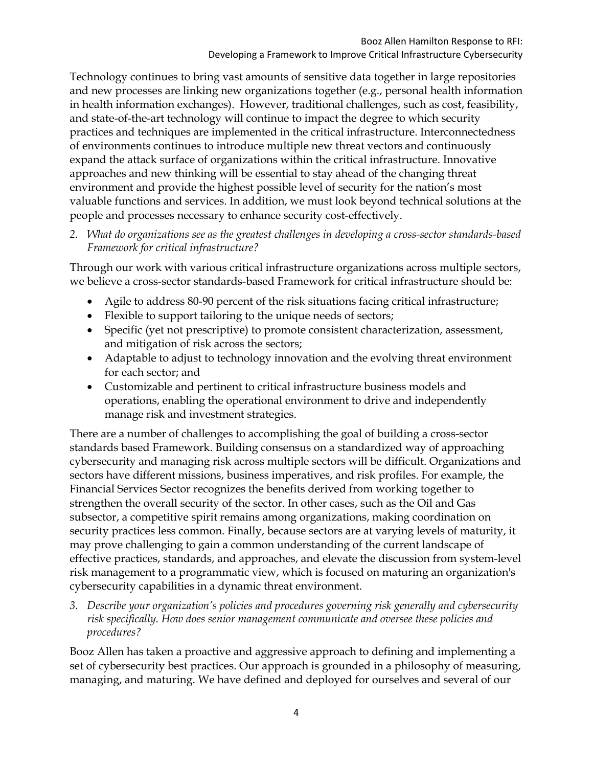Technology continues to bring vast amounts of sensitive data together in large repositories and new processes are linking new organizations together (e.g., personal health information in health information exchanges). However, traditional challenges, such as cost, feasibility, and state-of-the-art technology will continue to impact the degree to which security practices and techniques are implemented in the critical infrastructure. Interconnectedness of environments continues to introduce multiple new threat vectors and continuously expand the attack surface of organizations within the critical infrastructure. Innovative approaches and new thinking will be essential to stay ahead of the changing threat environment and provide the highest possible level of security for the nation's most valuable functions and services. In addition, we must look beyond technical solutions at the people and processes necessary to enhance security cost-effectively.

*2. What do organizations see as the greatest challenges in developing a cross-sector standards-based Framework for critical infrastructure?*

Through our work with various critical infrastructure organizations across multiple sectors, we believe a cross-sector standards-based Framework for critical infrastructure should be:

- Agile to address 80-90 percent of the risk situations facing critical infrastructure;
- Flexible to support tailoring to the unique needs of sectors;
- Specific (yet not prescriptive) to promote consistent characterization, assessment, and mitigation of risk across the sectors;
- Adaptable to adjust to technology innovation and the evolving threat environment for each sector; and
- Customizable and pertinent to critical infrastructure business models and operations, enabling the operational environment to drive and independently manage risk and investment strategies.

There are a number of challenges to accomplishing the goal of building a cross-sector standards based Framework. Building consensus on a standardized way of approaching cybersecurity and managing risk across multiple sectors will be difficult. Organizations and sectors have different missions, business imperatives, and risk profiles. For example, the Financial Services Sector recognizes the benefits derived from working together to strengthen the overall security of the sector. In other cases, such as the Oil and Gas subsector, a competitive spirit remains among organizations, making coordination on security practices less common. Finally, because sectors are at varying levels of maturity, it may prove challenging to gain a common understanding of the current landscape of effective practices, standards, and approaches, and elevate the discussion from system-level risk management to a programmatic view, which is focused on maturing an organization's cybersecurity capabilities in a dynamic threat environment.

*3. Describe your organization's policies and procedures governing risk generally and cybersecurity risk specifically. How does senior management communicate and oversee these policies and procedures?*

Booz Allen has taken a proactive and aggressive approach to defining and implementing a set of cybersecurity best practices. Our approach is grounded in a philosophy of measuring, managing, and maturing. We have defined and deployed for ourselves and several of our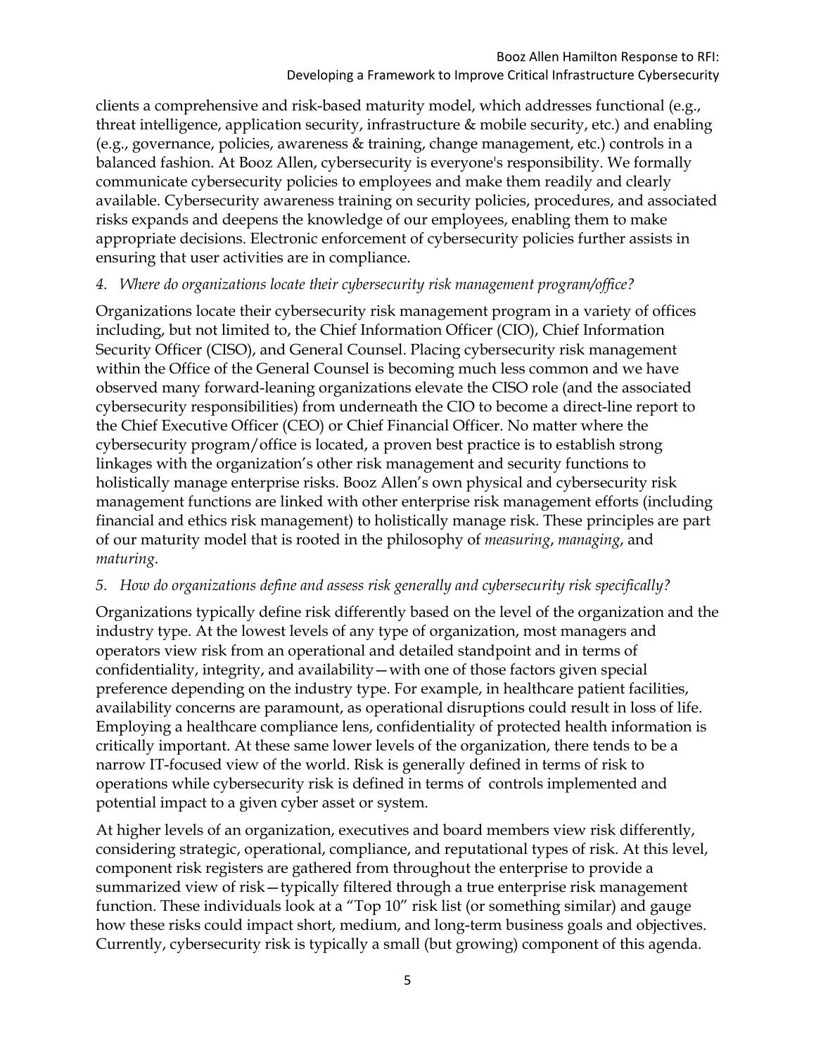clients a comprehensive and risk-based maturity model, which addresses functional (e.g., threat intelligence, application security, infrastructure & mobile security, etc.) and enabling (e.g., governance, policies, awareness & training, change management, etc.) controls in a balanced fashion. At Booz Allen, cybersecurity is everyone's responsibility. We formally communicate cybersecurity policies to employees and make them readily and clearly available. Cybersecurity awareness training on security policies, procedures, and associated risks expands and deepens the knowledge of our employees, enabling them to make appropriate decisions. Electronic enforcement of cybersecurity policies further assists in ensuring that user activities are in compliance.

*4. Where do organizations locate their cybersecurity risk management program/office?*

Organizations locate their cybersecurity risk management program in a variety of offices including, but not limited to, the Chief Information Officer (CIO), Chief Information Security Officer (CISO), and General Counsel. Placing cybersecurity risk management within the Office of the General Counsel is becoming much less common and we have observed many forward-leaning organizations elevate the CISO role (and the associated cybersecurity responsibilities) from underneath the CIO to become a direct-line report to the Chief Executive Officer (CEO) or Chief Financial Officer. No matter where the cybersecurity program/office is located, a proven best practice is to establish strong linkages with the organization's other risk management and security functions to holistically manage enterprise risks. Booz Allen's own physical and cybersecurity risk management functions are linked with other enterprise risk management efforts (including financial and ethics risk management) to holistically manage risk. These principles are part of our maturity model that is rooted in the philosophy of *measuring*, *managing*, and *maturing*.

*5. How do organizations define and assess risk generally and cybersecurity risk specifically?*

Organizations typically define risk differently based on the level of the organization and the industry type. At the lowest levels of any type of organization, most managers and operators view risk from an operational and detailed standpoint and in terms of confidentiality, integrity, and availability—with one of those factors given special preference depending on the industry type. For example, in healthcare patient facilities, availability concerns are paramount, as operational disruptions could result in loss of life. Employing a healthcare compliance lens, confidentiality of protected health information is critically important. At these same lower levels of the organization, there tends to be a narrow IT-focused view of the world. Risk is generally defined in terms of risk to operations while cybersecurity risk is defined in terms of controls implemented and potential impact to a given cyber asset or system.

At higher levels of an organization, executives and board members view risk differently, considering strategic, operational, compliance, and reputational types of risk. At this level, component risk registers are gathered from throughout the enterprise to provide a summarized view of risk—typically filtered through a true enterprise risk management function. These individuals look at a "Top 10" risk list (or something similar) and gauge how these risks could impact short, medium, and long-term business goals and objectives. Currently, cybersecurity risk is typically a small (but growing) component of this agenda.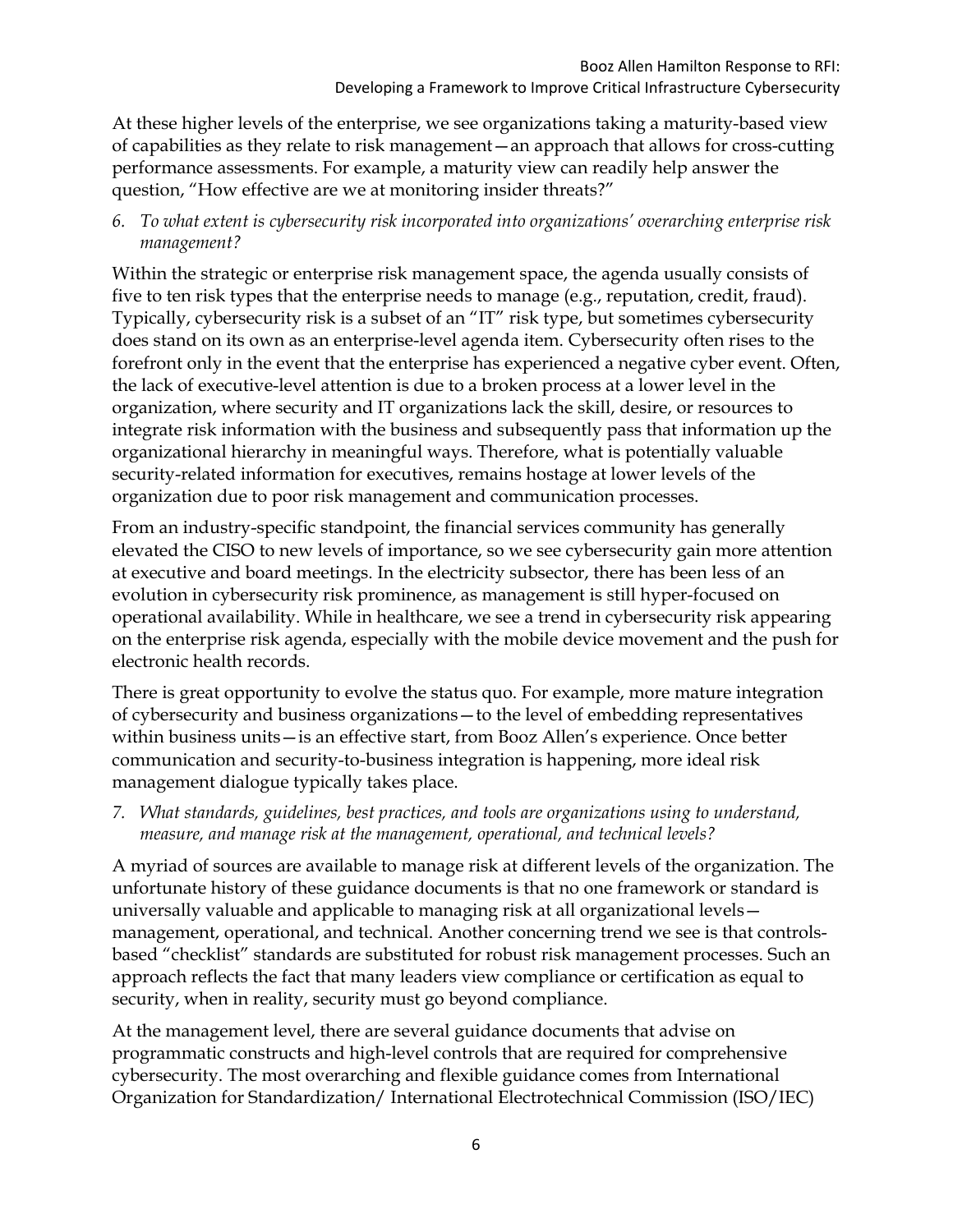At these higher levels of the enterprise, we see organizations taking a maturity-based view of capabilities as they relate to risk management—an approach that allows for cross-cutting performance assessments. For example, a maturity view can readily help answer the question, "How effective are we at monitoring insider threats?"

*6. To what extent is cybersecurity risk incorporated into organizations' overarching enterprise risk management?*

Within the strategic or enterprise risk management space, the agenda usually consists of five to ten risk types that the enterprise needs to manage (e.g., reputation, credit, fraud). Typically, cybersecurity risk is a subset of an "IT" risk type, but sometimes cybersecurity does stand on its own as an enterprise-level agenda item. Cybersecurity often rises to the forefront only in the event that the enterprise has experienced a negative cyber event. Often, the lack of executive-level attention is due to a broken process at a lower level in the organization, where security and IT organizations lack the skill, desire, or resources to integrate risk information with the business and subsequently pass that information up the organizational hierarchy in meaningful ways. Therefore, what is potentially valuable security-related information for executives, remains hostage at lower levels of the organization due to poor risk management and communication processes.

From an industry-specific standpoint, the financial services community has generally elevated the CISO to new levels of importance, so we see cybersecurity gain more attention at executive and board meetings. In the electricity subsector, there has been less of an evolution in cybersecurity risk prominence, as management is still hyper-focused on operational availability. While in healthcare, we see a trend in cybersecurity risk appearing on the enterprise risk agenda, especially with the mobile device movement and the push for electronic health records.

There is great opportunity to evolve the status quo. For example, more mature integration of cybersecurity and business organizations—to the level of embedding representatives within business units—is an effective start, from Booz Allen's experience. Once better communication and security-to-business integration is happening, more ideal risk management dialogue typically takes place.

*7. What standards, guidelines, best practices, and tools are organizations using to understand, measure, and manage risk at the management, operational, and technical levels?*

A myriad of sources are available to manage risk at different levels of the organization. The unfortunate history of these guidance documents is that no one framework or standard is universally valuable and applicable to managing risk at all organizational levels—management, operational, and technical. Another concerning trend we see is that controls-based "checklist" standards are substituted for robust risk management processes. Such an approach reflects the fact that many leaders view compliance or certification as equal to security, when in reality, security must go beyond compliance.

At the management level, there are several guidance documents that advise on programmatic constructs and high-level controls that are required for comprehensive cybersecurity. The most overarching and flexible guidance comes from International Organization for Standardization/ International Electrotechnical Commission (ISO/IEC)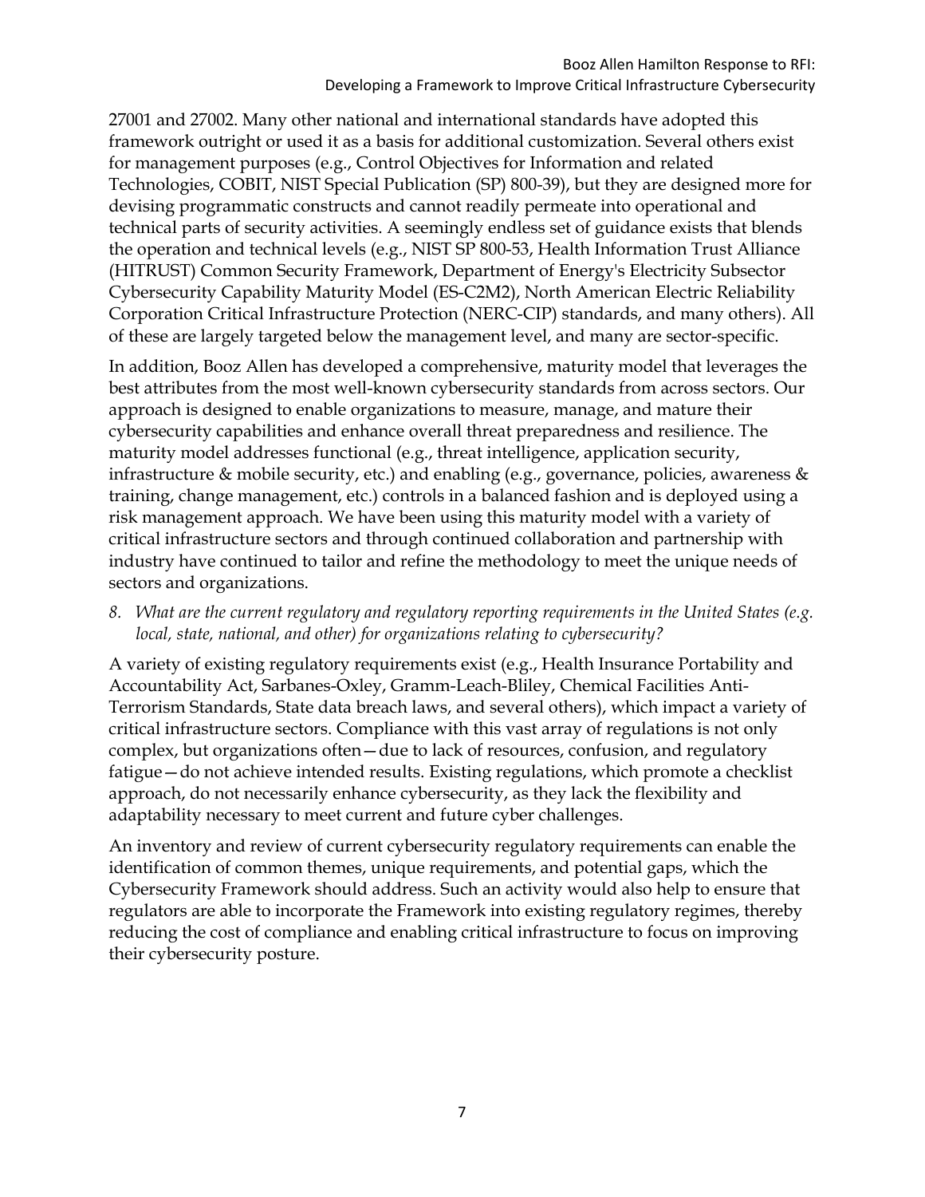27001 and 27002. Many other national and international standards have adopted this framework outright or used it as a basis for additional customization. Several others exist for management purposes (e.g., Control Objectives for Information and related Technologies, COBIT, NIST Special Publication (SP) 800-39), but they are designed more for devising programmatic constructs and cannot readily permeate into operational and technical parts of security activities. A seemingly endless set of guidance exists that blends the operation and technical levels (e.g., NIST SP 800-53, Health Information Trust Alliance (HITRUST) Common Security Framework, Department of Energy's Electricity Subsector Cybersecurity Capability Maturity Model (ES-C2M2), North American Electric Reliability Corporation Critical Infrastructure Protection (NERC-CIP) standards, and many others). All of these are largely targeted below the management level, and many are sector-specific.

In addition, Booz Allen has developed a comprehensive, maturity model that leverages the best attributes from the most well-known cybersecurity standards from across sectors. Our approach is designed to enable organizations to measure, manage, and mature their cybersecurity capabilities and enhance overall threat preparedness and resilience. The maturity model addresses functional (e.g., threat intelligence, application security, infrastructure & mobile security, etc.) and enabling (e.g., governance, policies, awareness & training, change management, etc.) controls in a balanced fashion and is deployed using a risk management approach. We have been using this maturity model with a variety of critical infrastructure sectors and through continued collaboration and partnership with industry have continued to tailor and refine the methodology to meet the unique needs of sectors and organizations.

8. *What are the current regulatory and regulatory reporting requirements in the United States (e.g. local, state, national, and other) for organizations relating to cybersecurity?*

A variety of existing regulatory requirements exist (e.g., Health Insurance Portability and Accountability Act, Sarbanes-Oxley, Gramm-Leach-Bliley, Chemical Facilities Anti-Terrorism Standards, State data breach laws, and several others), which impact a variety of critical infrastructure sectors. Compliance with this vast array of regulations is not only complex, but organizations often—due to lack of resources, confusion, and regulatory fatigue—do not achieve intended results. Existing regulations, which promote a checklist approach, do not necessarily enhance cybersecurity, as they lack the flexibility and adaptability necessary to meet current and future cyber challenges.

An inventory and review of current cybersecurity regulatory requirements can enable the identification of common themes, unique requirements, and potential gaps, which the Cybersecurity Framework should address. Such an activity would also help to ensure that regulators are able to incorporate the Framework into existing regulatory regimes, thereby reducing the cost of compliance and enabling critical infrastructure to focus on improving their cybersecurity posture.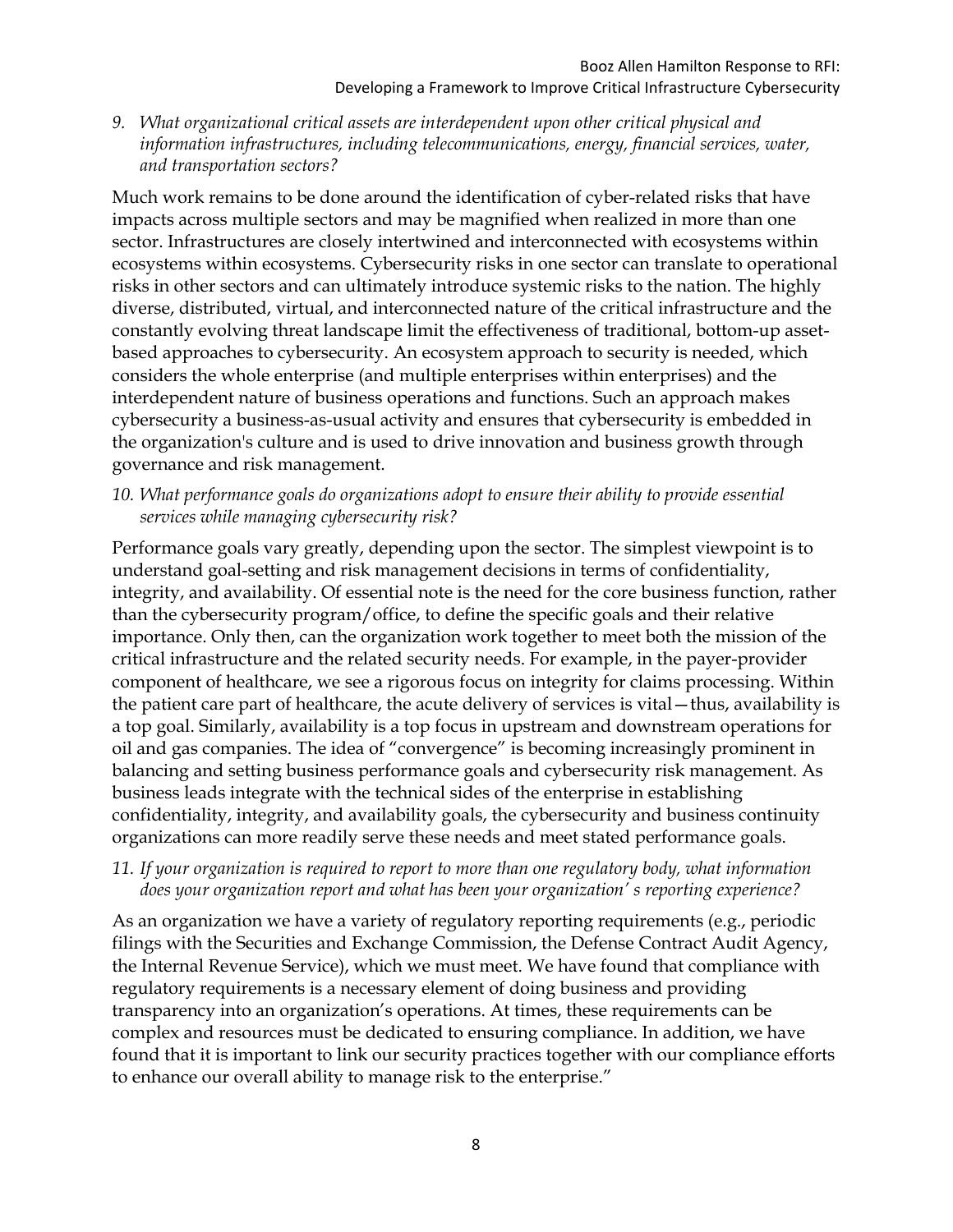*9. What organizational critical assets are interdependent upon other critical physical and information infrastructures, including telecommunications, energy, financial services, water, and transportation sectors?*

Much work remains to be done around the identification of cyber-related risks that have impacts across multiple sectors and may be magnified when realized in more than one sector. Infrastructures are closely intertwined and interconnected with ecosystems within ecosystems within ecosystems. Cybersecurity risks in one sector can translate to operational risks in other sectors and can ultimately introduce systemic risks to the nation. The highly diverse, distributed, virtual, and interconnected nature of the critical infrastructure and the constantly evolving threat landscape limit the effectiveness of traditional, bottom-up asset-based approaches to cybersecurity. An ecosystem approach to security is needed, which considers the whole enterprise (and multiple enterprises within enterprises) and the interdependent nature of business operations and functions. Such an approach makes cybersecurity a business-as-usual activity and ensures that cybersecurity is embedded in the organization's culture and is used to drive innovation and business growth through governance and risk management.

*10. What performance goals do organizations adopt to ensure their ability to provide essential services while managing cybersecurity risk?*

Performance goals vary greatly, depending upon the sector. The simplest viewpoint is to understand goal-setting and risk management decisions in terms of confidentiality, integrity, and availability. Of essential note is the need for the core business function, rather than the cybersecurity program/office, to define the specific goals and their relative importance. Only then, can the organization work together to meet both the mission of the critical infrastructure and the related security needs. For example, in the payer-provider component of healthcare, we see a rigorous focus on integrity for claims processing. Within the patient care part of healthcare, the acute delivery of services is vital—thus, availability is a top goal. Similarly, availability is a top focus in upstream and downstream operations for oil and gas companies. The idea of "convergence" is becoming increasingly prominent in balancing and setting business performance goals and cybersecurity risk management. As business leads integrate with the technical sides of the enterprise in establishing confidentiality, integrity, and availability goals, the cybersecurity and business continuity organizations can more readily serve these needs and meet stated performance goals.

*11. If your organization is required to report to more than one regulatory body, what information does your organization report and what has been your organization' s reporting experience?*

As an organization we have a variety of regulatory reporting requirements (e.g., periodic filings with the Securities and Exchange Commission, the Defense Contract Audit Agency, the Internal Revenue Service), which we must meet. We have found that compliance with regulatory requirements is a necessary element of doing business and providing transparency into an organization's operations. At times, these requirements can be complex and resources must be dedicated to ensuring compliance. In addition, we have found that it is important to link our security practices together with our compliance efforts to enhance our overall ability to manage risk to the enterprise."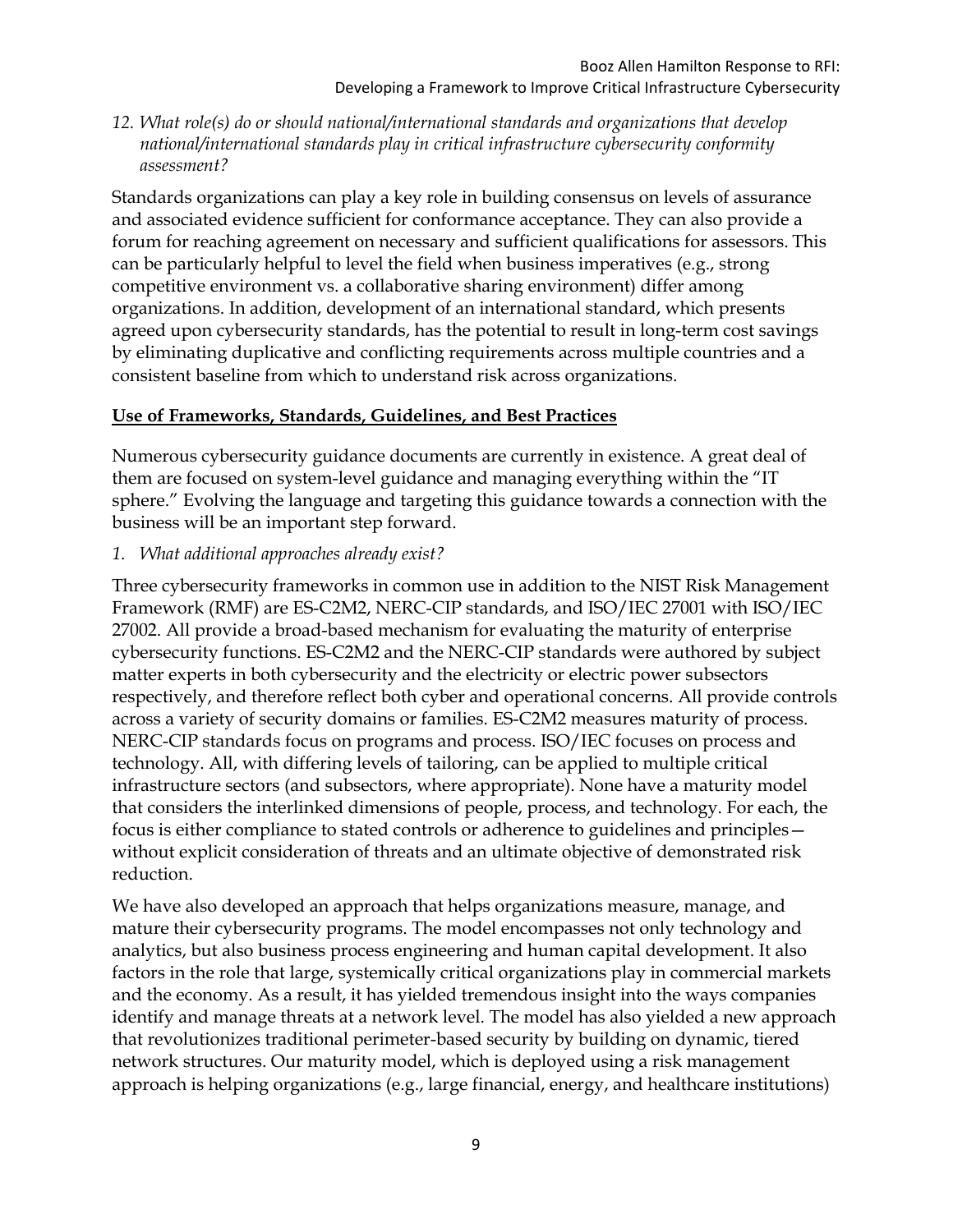*12. What role(s) do or should national/international standards and organizations that develop national/international standards play in critical infrastructure cybersecurity conformity assessment?*

Standards organizations can play a key role in building consensus on levels of assurance and associated evidence sufficient for conformance acceptance. They can also provide a forum for reaching agreement on necessary and sufficient qualifications for assessors. This can be particularly helpful to level the field when business imperatives (e.g., strong competitive environment vs. a collaborative sharing environment) differ among organizations. In addition, development of an international standard, which presents agreed upon cybersecurity standards, has the potential to result in long-term cost savings by eliminating duplicative and conflicting requirements across multiple countries and a consistent baseline from which to understand risk across organizations.

## Use of Frameworks, Standards, Guidelines, and Best Practices

Numerous cybersecurity guidance documents are currently in existence. A great deal of them are focused on system-level guidance and managing everything within the "IT sphere." Evolving the language and targeting this guidance towards a connection with the business will be an important step forward.

*1. What additional approaches already exist?*

Three cybersecurity frameworks in common use in addition to the NIST Risk Management Framework (RMF) are ES-C2M2, NERC-CIP standards, and ISO/IEC 27001 with ISO/IEC 27002. All provide a broad-based mechanism for evaluating the maturity of enterprise cybersecurity functions. ES-C2M2 and the NERC-CIP standards were authored by subject matter experts in both cybersecurity and the electricity or electric power subsectors respectively, and therefore reflect both cyber and operational concerns. All provide controls across a variety of security domains or families. ES-C2M2 measures maturity of process. NERC-CIP standards focus on programs and process. ISO/IEC focuses on process and technology. All, with differing levels of tailoring, can be applied to multiple critical infrastructure sectors (and subsectors, where appropriate). None have a maturity model that considers the interlinked dimensions of people, process, and technology. For each, the focus is either compliance to stated controls or adherence to guidelines and principles—without explicit consideration of threats and an ultimate objective of demonstrated risk reduction.

We have also developed an approach that helps organizations measure, manage, and mature their cybersecurity programs. The model encompasses not only technology and analytics, but also business process engineering and human capital development. It also factors in the role that large, systemically critical organizations play in commercial markets and the economy. As a result, it has yielded tremendous insight into the ways companies identify and manage threats at a network level. The model has also yielded a new approach that revolutionizes traditional perimeter-based security by building on dynamic, tiered network structures. Our maturity model, which is deployed using a risk management approach is helping organizations (e.g., large financial, energy, and healthcare institutions)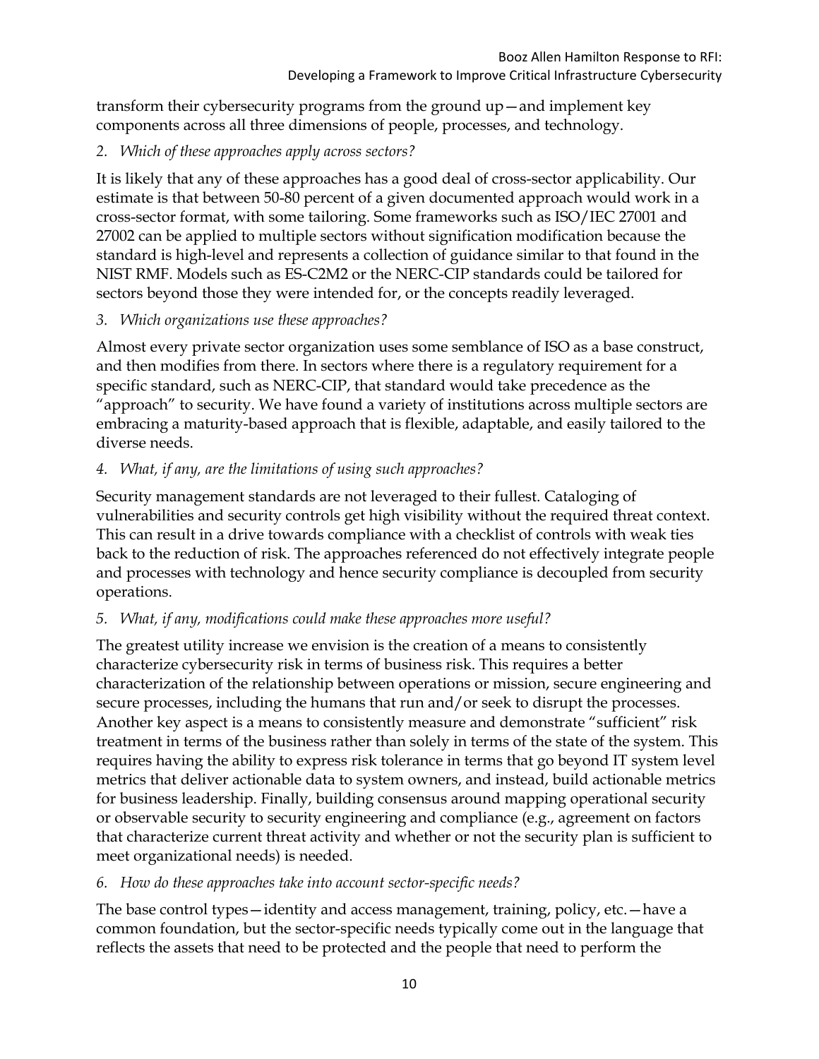transform their cybersecurity programs from the ground up—and implement key components across all three dimensions of people, processes, and technology.

*2. Which of these approaches apply across sectors?*

It is likely that any of these approaches has a good deal of cross-sector applicability. Our estimate is that between 50-80 percent of a given documented approach would work in a cross-sector format, with some tailoring. Some frameworks such as ISO/IEC 27001 and 27002 can be applied to multiple sectors without signification modification because the standard is high-level and represents a collection of guidance similar to that found in the NIST RMF. Models such as ES-C2M2 or the NERC-CIP standards could be tailored for sectors beyond those they were intended for, or the concepts readily leveraged.

*3. Which organizations use these approaches?*

Almost every private sector organization uses some semblance of ISO as a base construct, and then modifies from there. In sectors where there is a regulatory requirement for a specific standard, such as NERC-CIP, that standard would take precedence as the "approach" to security. We have found a variety of institutions across multiple sectors are embracing a maturity-based approach that is flexible, adaptable, and easily tailored to the diverse needs.

*4. What, if any, are the limitations of using such approaches?*

Security management standards are not leveraged to their fullest. Cataloging of vulnerabilities and security controls get high visibility without the required threat context. This can result in a drive towards compliance with a checklist of controls with weak ties back to the reduction of risk. The approaches referenced do not effectively integrate people and processes with technology and hence security compliance is decoupled from security operations.

*5. What, if any, modifications could make these approaches more useful?*

The greatest utility increase we envision is the creation of a means to consistently characterize cybersecurity risk in terms of business risk. This requires a better characterization of the relationship between operations or mission, secure engineering and secure processes, including the humans that run and/or seek to disrupt the processes. Another key aspect is a means to consistently measure and demonstrate "sufficient" risk treatment in terms of the business rather than solely in terms of the state of the system. This requires having the ability to express risk tolerance in terms that go beyond IT system level metrics that deliver actionable data to system owners, and instead, build actionable metrics for business leadership. Finally, building consensus around mapping operational security or observable security to security engineering and compliance (e.g., agreement on factors that characterize current threat activity and whether or not the security plan is sufficient to meet organizational needs) is needed.

*6. How do these approaches take into account sector-specific needs?*

The base control types—identity and access management, training, policy, etc.—have a common foundation, but the sector-specific needs typically come out in the language that reflects the assets that need to be protected and the people that need to perform the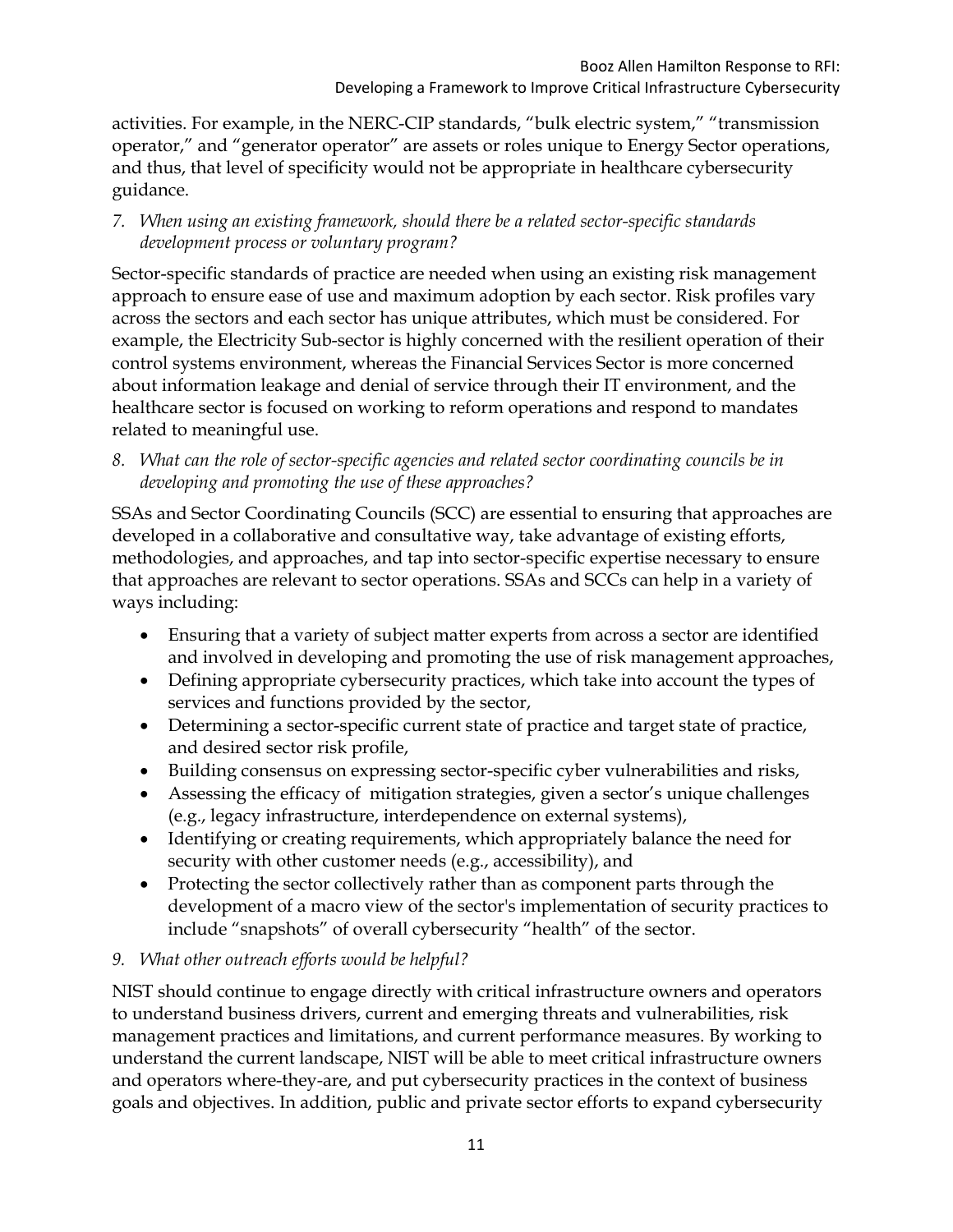activities. For example, in the NERC-CIP standards, "bulk electric system," "transmission operator," and "generator operator" are assets or roles unique to Energy Sector operations, and thus, that level of specificity would not be appropriate in healthcare cybersecurity guidance.

*7. When using an existing framework, should there be a related sector-specific standards development process or voluntary program?*

Sector-specific standards of practice are needed when using an existing risk management approach to ensure ease of use and maximum adoption by each sector. Risk profiles vary across the sectors and each sector has unique attributes, which must be considered. For example, the Electricity Sub-sector is highly concerned with the resilient operation of their control systems environment, whereas the Financial Services Sector is more concerned about information leakage and denial of service through their IT environment, and the healthcare sector is focused on working to reform operations and respond to mandates related to meaningful use.

*8. What can the role of sector-specific agencies and related sector coordinating councils be in developing and promoting the use of these approaches?*

SSAs and Sector Coordinating Councils (SCC) are essential to ensuring that approaches are developed in a collaborative and consultative way, take advantage of existing efforts, methodologies, and approaches, and tap into sector-specific expertise necessary to ensure that approaches are relevant to sector operations. SSAs and SCCs can help in a variety of ways including:

- Ensuring that a variety of subject matter experts from across a sector are identified and involved in developing and promoting the use of risk management approaches,
- Defining appropriate cybersecurity practices, which take into account the types of services and functions provided by the sector,
- Determining a sector-specific current state of practice and target state of practice, and desired sector risk profile,
- Building consensus on expressing sector-specific cyber vulnerabilities and risks,
- Assessing the efficacy of mitigation strategies, given a sector's unique challenges (e.g., legacy infrastructure, interdependence on external systems),
- Identifying or creating requirements, which appropriately balance the need for security with other customer needs (e.g., accessibility), and
- Protecting the sector collectively rather than as component parts through the development of a macro view of the sector's implementation of security practices to include "snapshots" of overall cybersecurity "health" of the sector.

*9. What other outreach efforts would be helpful?*

NIST should continue to engage directly with critical infrastructure owners and operators to understand business drivers, current and emerging threats and vulnerabilities, risk management practices and limitations, and current performance measures. By working to understand the current landscape, NIST will be able to meet critical infrastructure owners and operators where-they-are, and put cybersecurity practices in the context of business goals and objectives. In addition, public and private sector efforts to expand cybersecurity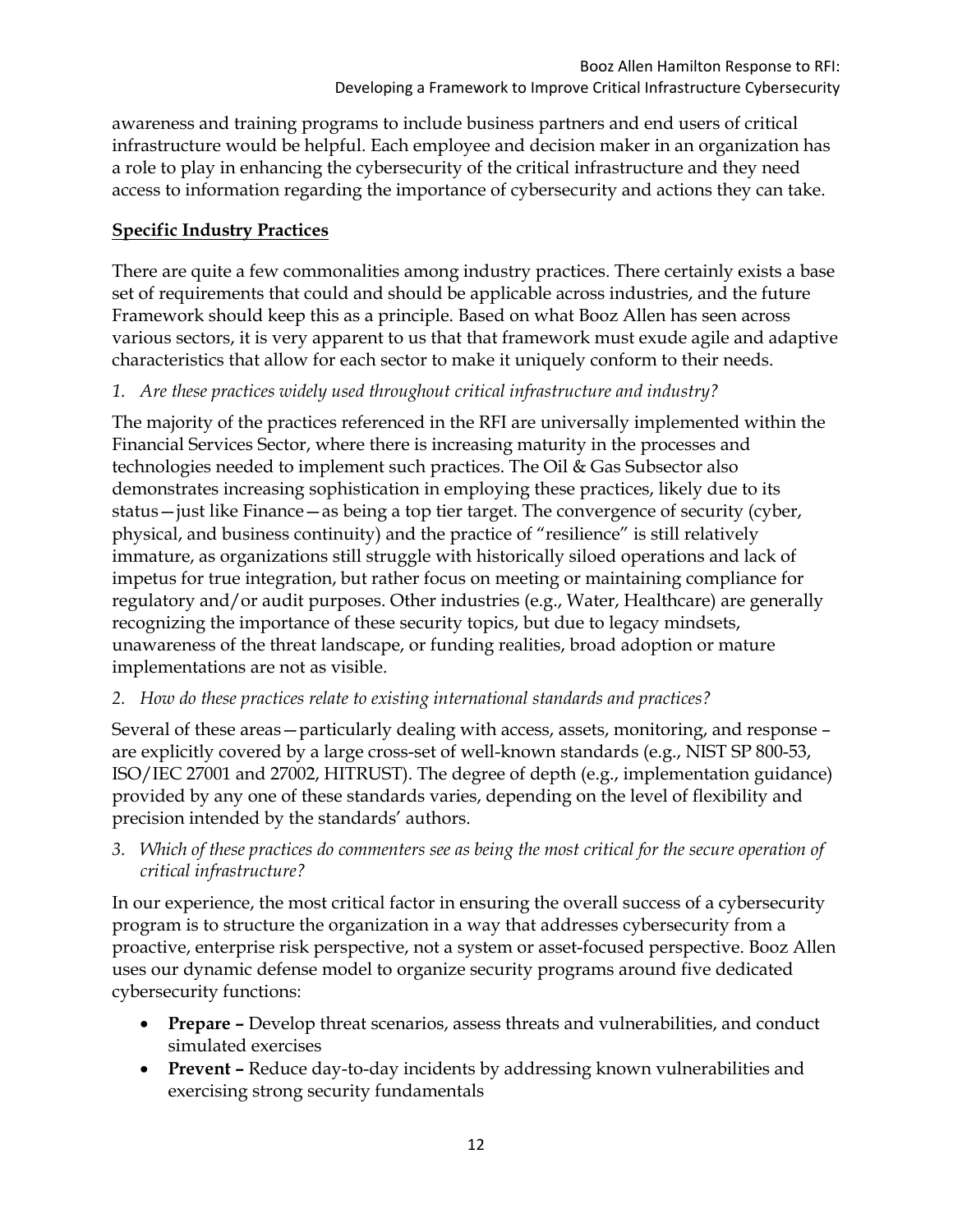awareness and training programs to include business partners and end users of critical infrastructure would be helpful. Each employee and decision maker in an organization has a role to play in enhancing the cybersecurity of the critical infrastructure and they need access to information regarding the importance of cybersecurity and actions they can take.

## Specific Industry Practices

There are quite a few commonalities among industry practices. There certainly exists a base set of requirements that could and should be applicable across industries, and the future Framework should keep this as a principle. Based on what Booz Allen has seen across various sectors, it is very apparent to us that that framework must exude agile and adaptive characteristics that allow for each sector to make it uniquely conform to their needs.

*1. Are these practices widely used throughout critical infrastructure and industry?*

The majority of the practices referenced in the RFI are universally implemented within the Financial Services Sector, where there is increasing maturity in the processes and technologies needed to implement such practices. The Oil & Gas Subsector also demonstrates increasing sophistication in employing these practices, likely due to its status—just like Finance—as being a top tier target. The convergence of security (cyber, physical, and business continuity) and the practice of "resilience" is still relatively immature, as organizations still struggle with historically siloed operations and lack of impetus for true integration, but rather focus on meeting or maintaining compliance for regulatory and/or audit purposes. Other industries (e.g., Water, Healthcare) are generally recognizing the importance of these security topics, but due to legacy mindsets, unawareness of the threat landscape, or funding realities, broad adoption or mature implementations are not as visible.

*2. How do these practices relate to existing international standards and practices?*

Several of these areas—particularly dealing with access, assets, monitoring, and response – are explicitly covered by a large cross-set of well-known standards (e.g., NIST SP 800-53, ISO/IEC 27001 and 27002, HITRUST). The degree of depth (e.g., implementation guidance) provided by any one of these standards varies, depending on the level of flexibility and precision intended by the standards' authors.

*3. Which of these practices do commenters see as being the most critical for the secure operation of critical infrastructure?*

In our experience, the most critical factor in ensuring the overall success of a cybersecurity program is to structure the organization in a way that addresses cybersecurity from a proactive, enterprise risk perspective, not a system or asset-focused perspective. Booz Allen uses our dynamic defense model to organize security programs around five dedicated cybersecurity functions:

- **Prepare –** Develop threat scenarios, assess threats and vulnerabilities, and conduct simulated exercises
- **Prevent –** Reduce day-to-day incidents by addressing known vulnerabilities and exercising strong security fundamentals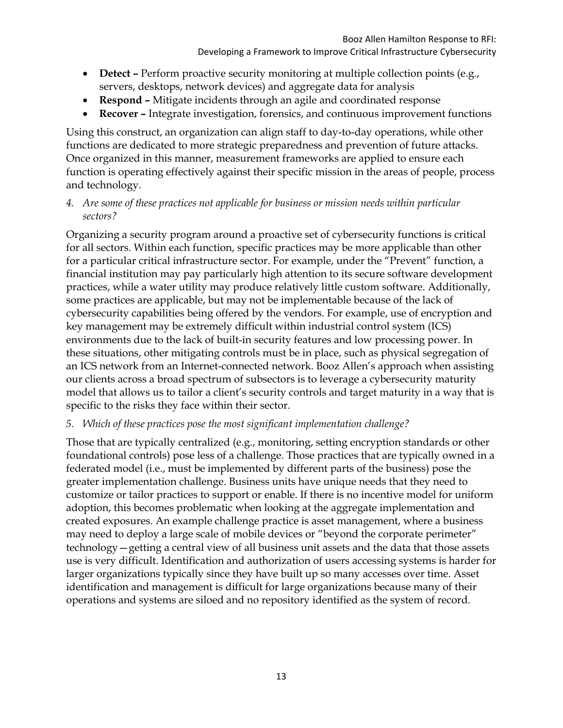- **Detect –** Perform proactive security monitoring at multiple collection points (e.g., servers, desktops, network devices) and aggregate data for analysis
- **Respond –** Mitigate incidents through an agile and coordinated response
- **Recover –** Integrate investigation, forensics, and continuous improvement functions

Using this construct, an organization can align staff to day-to-day operations, while other functions are dedicated to more strategic preparedness and prevention of future attacks. Once organized in this manner, measurement frameworks are applied to ensure each function is operating effectively against their specific mission in the areas of people, process and technology.

4. *Are some of these practices not applicable for business or mission needs within particular sectors?*

Organizing a security program around a proactive set of cybersecurity functions is critical for all sectors. Within each function, specific practices may be more applicable than other for a particular critical infrastructure sector. For example, under the "Prevent" function, a financial institution may pay particularly high attention to its secure software development practices, while a water utility may produce relatively little custom software. Additionally, some practices are applicable, but may not be implementable because of the lack of cybersecurity capabilities being offered by the vendors. For example, use of encryption and key management may be extremely difficult within industrial control system (ICS) environments due to the lack of built-in security features and low processing power. In these situations, other mitigating controls must be in place, such as physical segregation of an ICS network from an Internet-connected network. Booz Allen's approach when assisting our clients across a broad spectrum of subsectors is to leverage a cybersecurity maturity model that allows us to tailor a client's security controls and target maturity in a way that is specific to the risks they face within their sector.

5. *Which of these practices pose the most significant implementation challenge?*

Those that are typically centralized (e.g., monitoring, setting encryption standards or other foundational controls) pose less of a challenge. Those practices that are typically owned in a federated model (i.e., must be implemented by different parts of the business) pose the greater implementation challenge. Business units have unique needs that they need to customize or tailor practices to support or enable. If there is no incentive model for uniform adoption, this becomes problematic when looking at the aggregate implementation and created exposures. An example challenge practice is asset management, where a business may need to deploy a large scale of mobile devices or "beyond the corporate perimeter" technology—getting a central view of all business unit assets and the data that those assets use is very difficult. Identification and authorization of users accessing systems is harder for larger organizations typically since they have built up so many accesses over time. Asset identification and management is difficult for large organizations because many of their operations and systems are siloed and no repository identified as the system of record.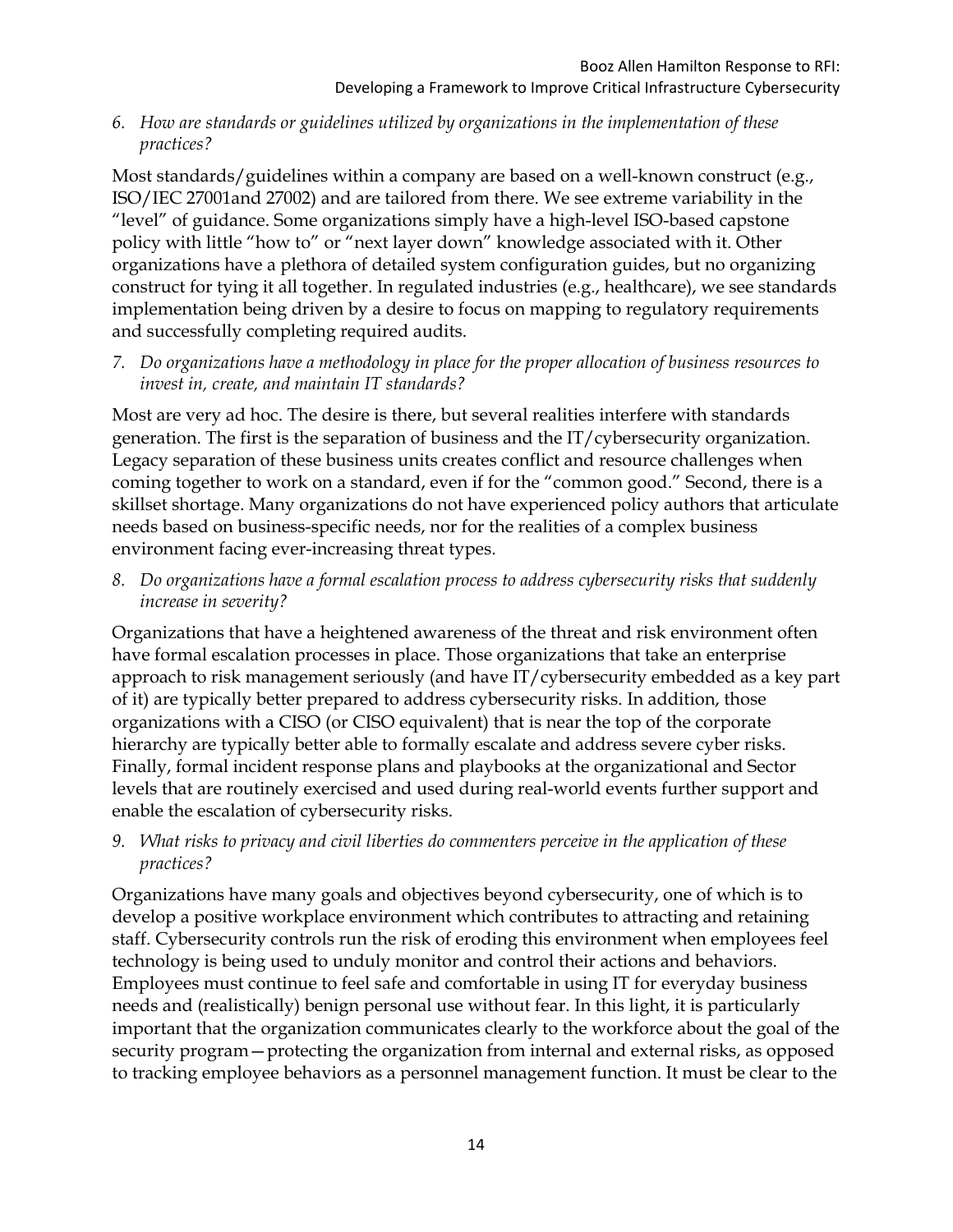*6. How are standards or guidelines utilized by organizations in the implementation of these practices?*

Most standards/guidelines within a company are based on a well-known construct (e.g., ISO/IEC 27001and 27002) and are tailored from there. We see extreme variability in the "level" of guidance. Some organizations simply have a high-level ISO-based capstone policy with little "how to" or "next layer down" knowledge associated with it. Other organizations have a plethora of detailed system configuration guides, but no organizing construct for tying it all together. In regulated industries (e.g., healthcare), we see standards implementation being driven by a desire to focus on mapping to regulatory requirements and successfully completing required audits.

*7. Do organizations have a methodology in place for the proper allocation of business resources to invest in, create, and maintain IT standards?*

Most are very ad hoc. The desire is there, but several realities interfere with standards generation. The first is the separation of business and the IT/cybersecurity organization. Legacy separation of these business units creates conflict and resource challenges when coming together to work on a standard, even if for the "common good." Second, there is a skillset shortage. Many organizations do not have experienced policy authors that articulate needs based on business-specific needs, nor for the realities of a complex business environment facing ever-increasing threat types.

*8. Do organizations have a formal escalation process to address cybersecurity risks that suddenly increase in severity?*

Organizations that have a heightened awareness of the threat and risk environment often have formal escalation processes in place. Those organizations that take an enterprise approach to risk management seriously (and have IT/cybersecurity embedded as a key part of it) are typically better prepared to address cybersecurity risks. In addition, those organizations with a CISO (or CISO equivalent) that is near the top of the corporate hierarchy are typically better able to formally escalate and address severe cyber risks. Finally, formal incident response plans and playbooks at the organizational and Sector levels that are routinely exercised and used during real-world events further support and enable the escalation of cybersecurity risks.

*9. What risks to privacy and civil liberties do commenters perceive in the application of these practices?*

Organizations have many goals and objectives beyond cybersecurity, one of which is to develop a positive workplace environment which contributes to attracting and retaining staff. Cybersecurity controls run the risk of eroding this environment when employees feel technology is being used to unduly monitor and control their actions and behaviors. Employees must continue to feel safe and comfortable in using IT for everyday business needs and (realistically) benign personal use without fear. In this light, it is particularly important that the organization communicates clearly to the workforce about the goal of the security program—protecting the organization from internal and external risks, as opposed to tracking employee behaviors as a personnel management function. It must be clear to the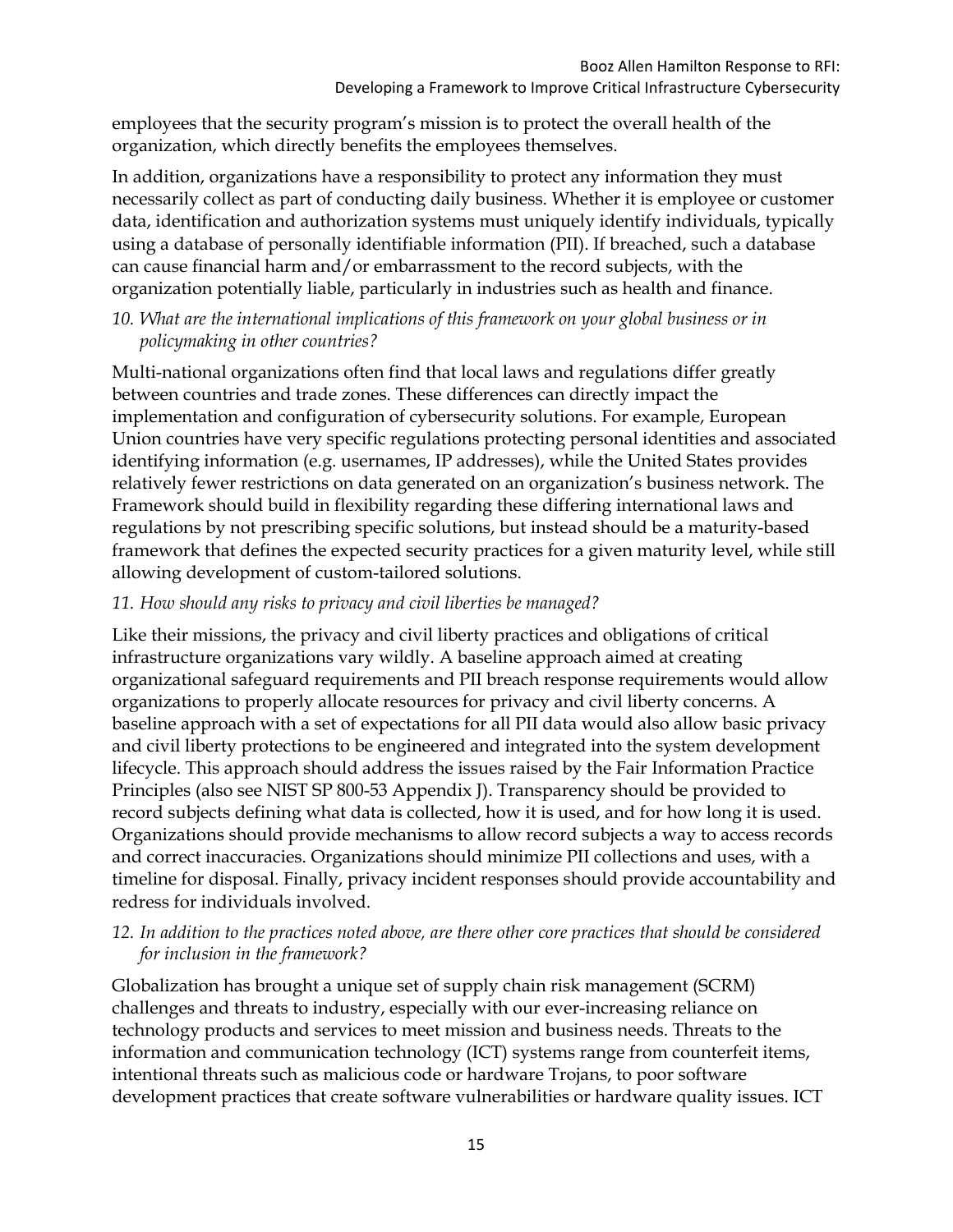employees that the security program's mission is to protect the overall health of the organization, which directly benefits the employees themselves.

In addition, organizations have a responsibility to protect any information they must necessarily collect as part of conducting daily business. Whether it is employee or customer data, identification and authorization systems must uniquely identify individuals, typically using a database of personally identifiable information (PII). If breached, such a database can cause financial harm and/or embarrassment to the record subjects, with the organization potentially liable, particularly in industries such as health and finance.

*10. What are the international implications of this framework on your global business or in policymaking in other countries?*

Multi-national organizations often find that local laws and regulations differ greatly between countries and trade zones. These differences can directly impact the implementation and configuration of cybersecurity solutions. For example, European Union countries have very specific regulations protecting personal identities and associated identifying information (e.g. usernames, IP addresses), while the United States provides relatively fewer restrictions on data generated on an organization's business network. The Framework should build in flexibility regarding these differing international laws and regulations by not prescribing specific solutions, but instead should be a maturity-based framework that defines the expected security practices for a given maturity level, while still allowing development of custom-tailored solutions.

*11. How should any risks to privacy and civil liberties be managed?*

Like their missions, the privacy and civil liberty practices and obligations of critical infrastructure organizations vary wildly. A baseline approach aimed at creating organizational safeguard requirements and PII breach response requirements would allow organizations to properly allocate resources for privacy and civil liberty concerns. A baseline approach with a set of expectations for all PII data would also allow basic privacy and civil liberty protections to be engineered and integrated into the system development lifecycle. This approach should address the issues raised by the Fair Information Practice Principles (also see NIST SP 800-53 Appendix J). Transparency should be provided to record subjects defining what data is collected, how it is used, and for how long it is used. Organizations should provide mechanisms to allow record subjects a way to access records and correct inaccuracies. Organizations should minimize PII collections and uses, with a timeline for disposal. Finally, privacy incident responses should provide accountability and redress for individuals involved.

*12. In addition to the practices noted above, are there other core practices that should be considered for inclusion in the framework?*

Globalization has brought a unique set of supply chain risk management (SCRM) challenges and threats to industry, especially with our ever-increasing reliance on technology products and services to meet mission and business needs. Threats to the information and communication technology (ICT) systems range from counterfeit items, intentional threats such as malicious code or hardware Trojans, to poor software development practices that create software vulnerabilities or hardware quality issues. ICT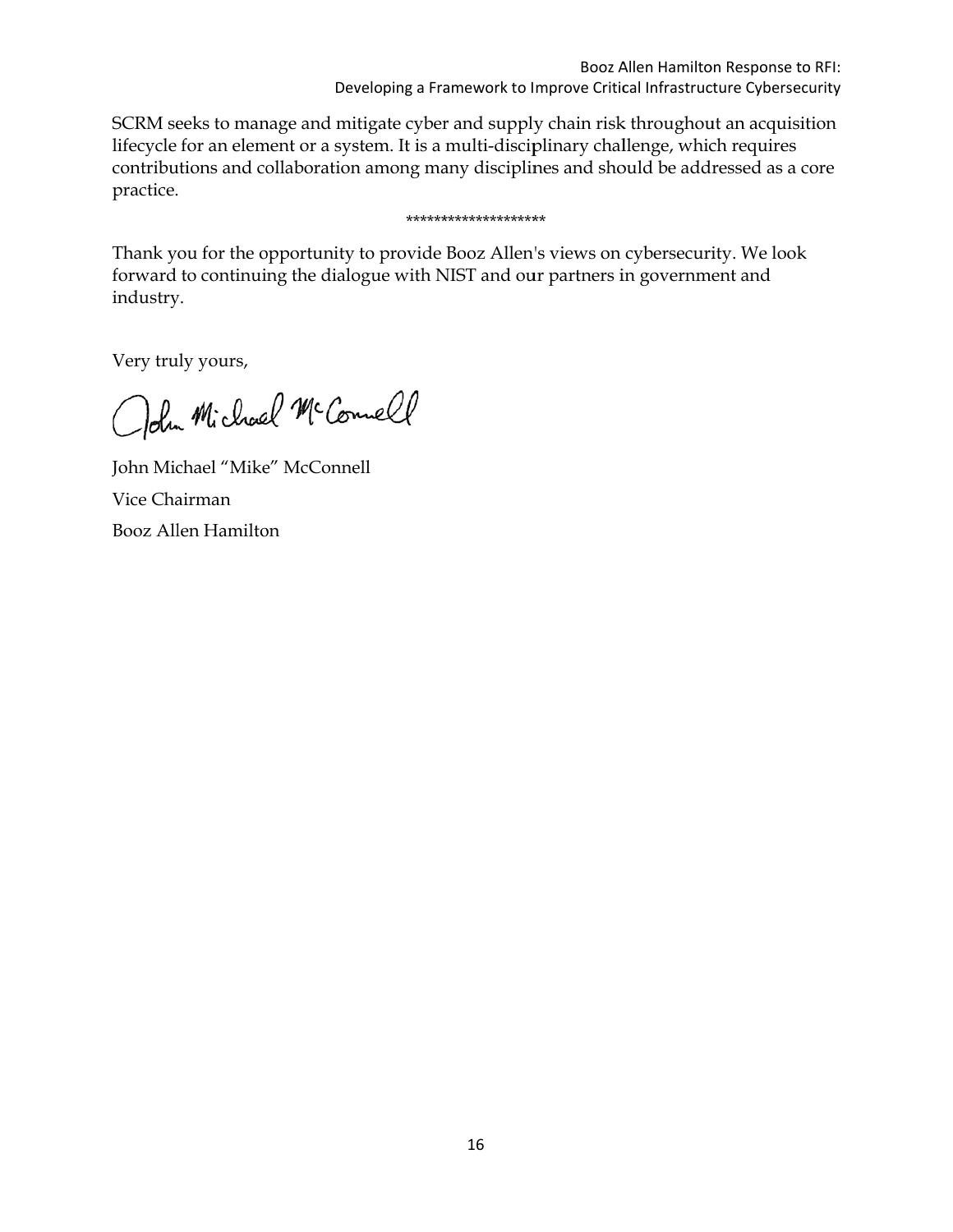SCRM seeks to manage and mitigate cyber and supply chain risk throughout an acquisition lifecycle for an element or a system. It is a multi-disciplinary challenge, which requires contributions and collaboration among many disciplines and should be addressed as a core practice.

*******************

Thank you for the opportunity to provide Booz Allen's views on cybersecurity. We look forward to continuing the dialogue with NIST and our partners in government and industry.

Very truly yours,

John Michael McConnell

John Michael "Mike" McConnell

Vice Chairman

Booz Allen Hamilton